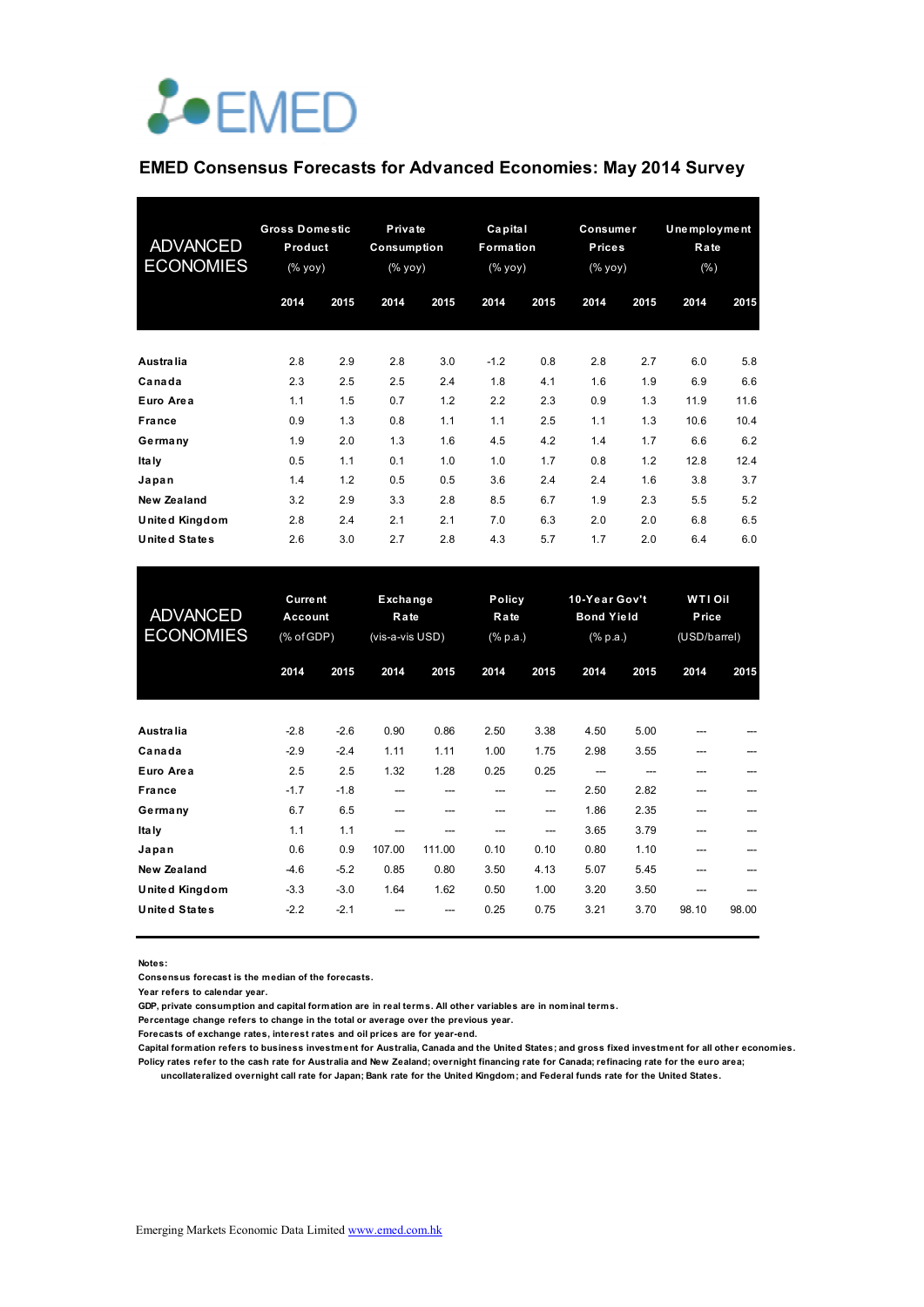EMED

# EMED Consensus Forecasts for Advanced Economies: May 2014 Survey

| ADVANCED ECONOMIES | Gross Domestic Product (% yoy) | | Private Consumption (% yoy) | | Capital Formation (% yoy) | | Consumer Prices (% yoy) | | Unemployment Rate (%) | |
|---|---|---|---|---|---|---|---|---|---|---|
| | 2014 | 2015 | 2014 | 2015 | 2014 | 2015 | 2014 | 2015 | 2014 | 2015 |
| Australia | 2.8 | 2.9 | 2.8 | 3.0 | -1.2 | 0.8 | 2.8 | 2.7 | 6.0 | 5.8 |
| Canada | 2.3 | 2.5 | 2.5 | 2.4 | 1.8 | 4.1 | 1.6 | 1.9 | 6.9 | 6.6 |
| Euro Area | 1.1 | 1.5 | 0.7 | 1.2 | 2.2 | 2.3 | 0.9 | 1.3 | 11.9 | 11.6 |
| France | 0.9 | 1.3 | 0.8 | 1.1 | 1.1 | 2.5 | 1.1 | 1.3 | 10.6 | 10.4 |
| Germany | 1.9 | 2.0 | 1.3 | 1.6 | 4.5 | 4.2 | 1.4 | 1.7 | 6.6 | 6.2 |
| Italy | 0.5 | 1.1 | 0.1 | 1.0 | 1.0 | 1.7 | 0.8 | 1.2 | 12.8 | 12.4 |
| Japan | 1.4 | 1.2 | 0.5 | 0.5 | 3.6 | 2.4 | 2.4 | 1.6 | 3.8 | 3.7 |
| New Zealand | 3.2 | 2.9 | 3.3 | 2.8 | 8.5 | 6.7 | 1.9 | 2.3 | 5.5 | 5.2 |
| United Kingdom | 2.8 | 2.4 | 2.1 | 2.1 | 7.0 | 6.3 | 2.0 | 2.0 | 6.8 | 6.5 |
| United States | 2.6 | 3.0 | 2.7 | 2.8 | 4.3 | 5.7 | 1.7 | 2.0 | 6.4 | 6.0 |

| ADVANCED ECONOMIES | Current Account (% of GDP) | | Exchange Rate (vis-a-vis USD) | | Policy Rate (% p.a.) | | 10-Year Gov't Bond Yield (% p.a.) | | WTI Oil Price (USD/barrel) | |
|---|---|---|---|---|---|---|---|---|---|---|
| | 2014 | 2015 | 2014 | 2015 | 2014 | 2015 | 2014 | 2015 | 2014 | 2015 |
| Australia | -2.8 | -2.6 | 0.90 | 0.86 | 2.50 | 3.38 | 4.50 | 5.00 | --- | --- |
| Canada | -2.9 | -2.4 | 1.11 | 1.11 | 1.00 | 1.75 | 2.98 | 3.55 | --- | --- |
| Euro Area | 2.5 | 2.5 | 1.32 | 1.28 | 0.25 | 0.25 | --- | --- | --- | --- |
| France | -1.7 | -1.8 | --- | --- | --- | --- | 2.50 | 2.82 | --- | --- |
| Germany | 6.7 | 6.5 | --- | --- | --- | --- | 1.86 | 2.35 | --- | --- |
| Italy | 1.1 | 1.1 | --- | --- | --- | --- | 3.65 | 3.79 | --- | --- |
| Japan | 0.6 | 0.9 | 107.00 | 111.00 | 0.10 | 0.10 | 0.80 | 1.10 | --- | --- |
| New Zealand | -4.6 | -5.2 | 0.85 | 0.80 | 3.50 | 4.13 | 5.07 | 5.45 | --- | --- |
| United Kingdom | -3.3 | -3.0 | 1.64 | 1.62 | 0.50 | 1.00 | 3.20 | 3.50 | --- | --- |
| United States | -2.2 | -2.1 | --- | --- | 0.25 | 0.75 | 3.21 | 3.70 | 98.10 | 98.00 |

**Notes:**

Consensus forecast is the median of the forecasts.

Year refers to calendar year.

GDP, private consumption and capital formation are in real terms. All other variables are in nominal terms.

Percentage change refers to change in the total or average over the previous year.

Forecasts of exchange rates, interest rates and oil prices are for year-end.

Capital formation refers to business investment for Australia, Canada and the United States; and gross fixed investment for all other economies.

Policy rates refer to the cash rate for Australia and New Zealand; overnight financing rate for Canada; refinacing rate for the euro area; uncollateralized overnight call rate for Japan; Bank rate for the United Kingdom; and Federal funds rate for the United States.

Emerging Markets Economic Data Limited www.emed.com.hk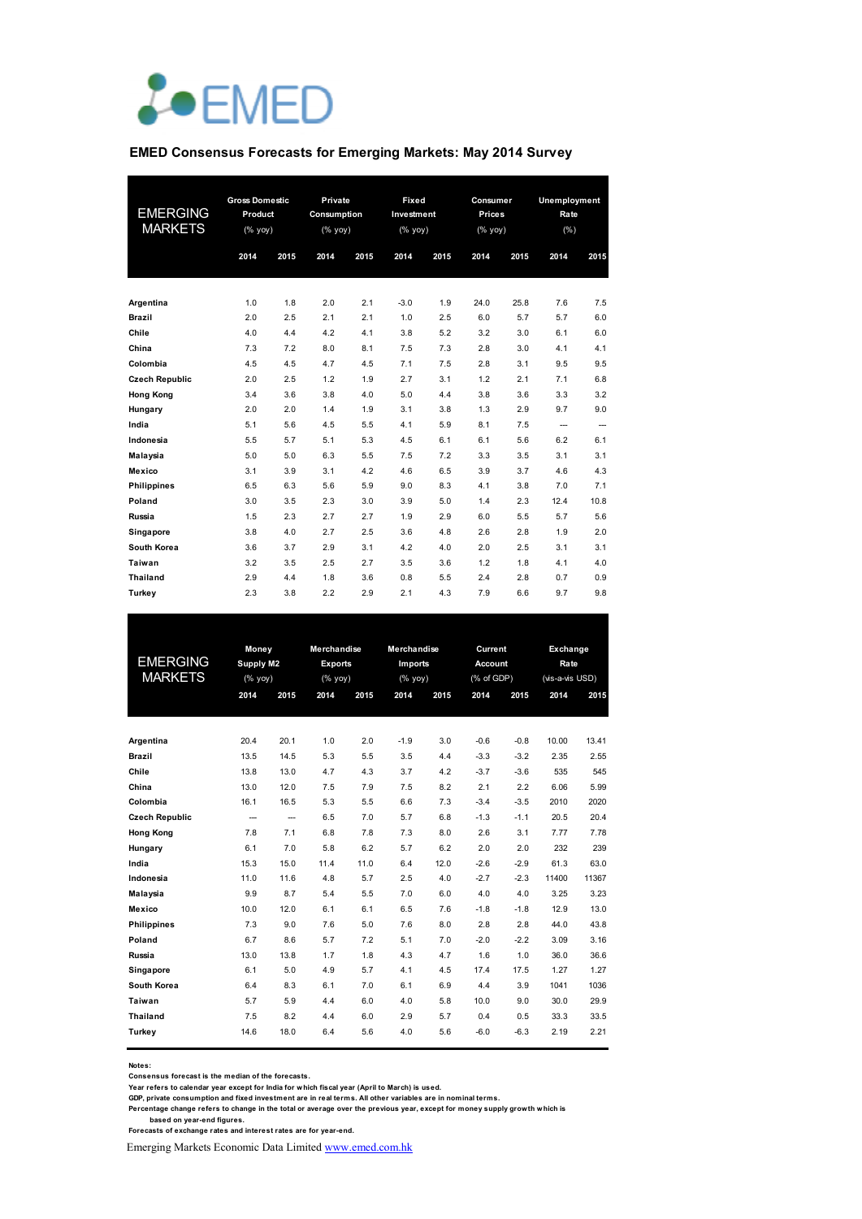EMED

## EMED Consensus Forecasts for Emerging Markets: May 2014 Survey

| EMERGING MARKETS | Gross Domestic Product (% yoy) | | Private Consumption (% yoy) | | Fixed Investment (% yoy) | | Consumer Prices (% yoy) | | Unemployment Rate (%) | |
|---|---|---|---|---|---|---|---|---|---|---|
| | 2014 | 2015 | 2014 | 2015 | 2014 | 2015 | 2014 | 2015 | 2014 | 2015 |
| Argentina | 1.0 | 1.8 | 2.0 | 2.1 | -3.0 | 1.9 | 24.0 | 25.8 | 7.6 | 7.5 |
| Brazil | 2.0 | 2.5 | 2.1 | 2.1 | 1.0 | 2.5 | 6.0 | 5.7 | 5.7 | 6.0 |
| Chile | 4.0 | 4.4 | 4.2 | 4.1 | 3.8 | 5.2 | 3.2 | 3.0 | 6.1 | 6.0 |
| China | 7.3 | 7.2 | 8.0 | 8.1 | 7.5 | 7.3 | 2.8 | 3.0 | 4.1 | 4.1 |
| Colombia | 4.5 | 4.5 | 4.7 | 4.5 | 7.1 | 7.5 | 2.8 | 3.1 | 9.5 | 9.5 |
| Czech Republic | 2.0 | 2.5 | 1.2 | 1.9 | 2.7 | 3.1 | 1.2 | 2.1 | 7.1 | 6.8 |
| Hong Kong | 3.4 | 3.6 | 3.8 | 4.0 | 5.0 | 4.4 | 3.8 | 3.6 | 3.3 | 3.2 |
| Hungary | 2.0 | 2.0 | 1.4 | 1.9 | 3.1 | 3.8 | 1.3 | 2.9 | 9.7 | 9.0 |
| India | 5.1 | 5.6 | 4.5 | 5.5 | 4.1 | 5.9 | 8.1 | 7.5 | --- | --- |
| Indonesia | 5.5 | 5.7 | 5.1 | 5.3 | 4.5 | 6.1 | 6.1 | 5.6 | 6.2 | 6.1 |
| Malaysia | 5.0 | 5.0 | 6.3 | 5.5 | 7.5 | 7.2 | 3.3 | 3.5 | 3.1 | 3.1 |
| Mexico | 3.1 | 3.9 | 3.1 | 4.2 | 4.6 | 6.5 | 3.9 | 3.7 | 4.6 | 4.3 |
| Philippines | 6.5 | 6.3 | 6.1 | 5.9 | 9.0 | 8.3 | 4.1 | 3.8 | 7.0 | 7.1 |
| Poland | 3.0 | 3.5 | 2.3 | 3.0 | 3.9 | 5.0 | 1.4 | 2.3 | 12.4 | 10.8 |
| Russia | 1.5 | 2.3 | 2.7 | 2.7 | 1.9 | 2.9 | 6.0 | 5.5 | 5.7 | 5.6 |
| Singapore | 3.8 | 4.0 | 2.7 | 2.5 | 3.6 | 4.8 | 2.6 | 2.8 | 1.9 | 2.0 |
| South Korea | 3.6 | 3.7 | 2.9 | 3.1 | 4.2 | 4.0 | 2.0 | 2.5 | 3.1 | 3.1 |
| Taiwan | 3.2 | 3.5 | 2.5 | 2.7 | 3.5 | 3.6 | 1.2 | 1.8 | 4.1 | 4.0 |
| Thailand | 2.9 | 4.4 | 1.8 | 3.6 | 0.8 | 5.5 | 2.4 | 2.8 | 0.7 | 0.9 |
| Turkey | 2.3 | 3.8 | 2.2 | 2.9 | 2.1 | 4.3 | 7.9 | 6.6 | 9.7 | 9.8 |

| EMERGING MARKETS | Money Supply M2 (% yoy) | | Merchandise Exports (% yoy) | | Merchandise Imports (% yoy) | | Current Account (% of GDP) | | Exchange Rate (vis-a-vis USD) | |
|---|---|---|---|---|---|---|---|---|---|---|
| | 2014 | 2015 | 2014 | 2015 | 2014 | 2015 | 2014 | 2015 | 2014 | 2015 |
| Argentina | 20.4 | 20.1 | 1.0 | 2.0 | -1.9 | 3.0 | -0.6 | -0.8 | 10.00 | 13.41 |
| Brazil | 13.5 | 14.5 | 5.3 | 5.5 | 3.5 | 4.4 | -3.3 | -3.2 | 2.35 | 2.55 |
| Chile | 13.8 | 13.0 | 4.7 | 4.3 | 3.7 | 4.2 | -3.7 | -3.6 | 535 | 545 |
| China | 13.0 | 12.0 | 7.5 | 7.9 | 7.5 | 8.2 | 2.1 | 2.2 | 6.06 | 5.99 |
| Colombia | 16.1 | 16.5 | 5.3 | 5.5 | 6.6 | 7.3 | -3.4 | -3.5 | 2010 | 2020 |
| Czech Republic | --- | --- | 6.5 | 7.0 | 5.7 | 6.8 | -1.3 | -1.1 | 20.5 | 20.4 |
| Hong Kong | 7.8 | 7.1 | 6.8 | 7.8 | 7.3 | 8.0 | 2.6 | 3.1 | 7.77 | 7.78 |
| Hungary | 6.1 | 7.0 | 5.8 | 6.2 | 5.7 | 6.2 | 2.0 | 2.0 | 232 | 239 |
| India | 15.3 | 15.0 | 11.4 | 11.0 | 6.4 | 12.0 | -2.6 | -2.9 | 61.3 | 63.0 |
| Indonesia | 11.0 | 11.6 | 4.8 | 5.7 | 2.5 | 4.0 | -2.7 | -2.3 | 11400 | 11367 |
| Malaysia | 9.9 | 8.7 | 5.4 | 5.5 | 7.0 | 6.0 | 4.0 | 4.0 | 3.25 | 3.23 |
| Mexico | 10.0 | 12.0 | 6.1 | 6.1 | 6.5 | 7.6 | -1.8 | -1.8 | 12.9 | 13.0 |
| Philippines | 7.3 | 9.0 | 7.6 | 5.0 | 7.6 | 8.0 | 2.8 | 2.8 | 44.0 | 43.8 |
| Poland | 6.7 | 8.6 | 5.7 | 7.2 | 5.1 | 7.0 | -2.0 | -2.2 | 3.09 | 3.16 |
| Russia | 13.0 | 13.8 | 1.7 | 1.8 | 4.3 | 4.7 | 1.6 | 1.0 | 36.0 | 36.6 |
| Singapore | 6.1 | 5.0 | 4.9 | 5.7 | 4.1 | 4.5 | 17.4 | 17.5 | 1.27 | 1.27 |
| South Korea | 6.4 | 8.3 | 6.1 | 7.0 | 6.1 | 6.9 | 4.4 | 3.9 | 1041 | 1036 |
| Taiwan | 5.7 | 5.9 | 4.4 | 6.0 | 4.0 | 5.8 | 10.0 | 9.0 | 30.0 | 29.9 |
| Thailand | 7.5 | 8.2 | 4.4 | 6.0 | 2.9 | 5.7 | 0.4 | 0.5 | 33.3 | 33.5 |
| Turkey | 14.6 | 18.0 | 6.4 | 5.6 | 4.0 | 5.6 | -6.0 | -6.3 | 2.19 | 2.21 |

**Notes:**
Consensus forecast is the median of the forecasts.
Year refers to calendar year except for India for which fiscal year (April to March) is used.
GDP, private consumption and fixed investment are in real terms. All other variables are in nominal terms.
Percentage change refers to change in the total or average over the previous year, except for money supply growth which is based on year-end figures.
Forecasts of exchange rates and interest rates are for year-end.

Emerging Markets Economic Data Limited [www.emed.com.hk](http://www.emed.com.hk)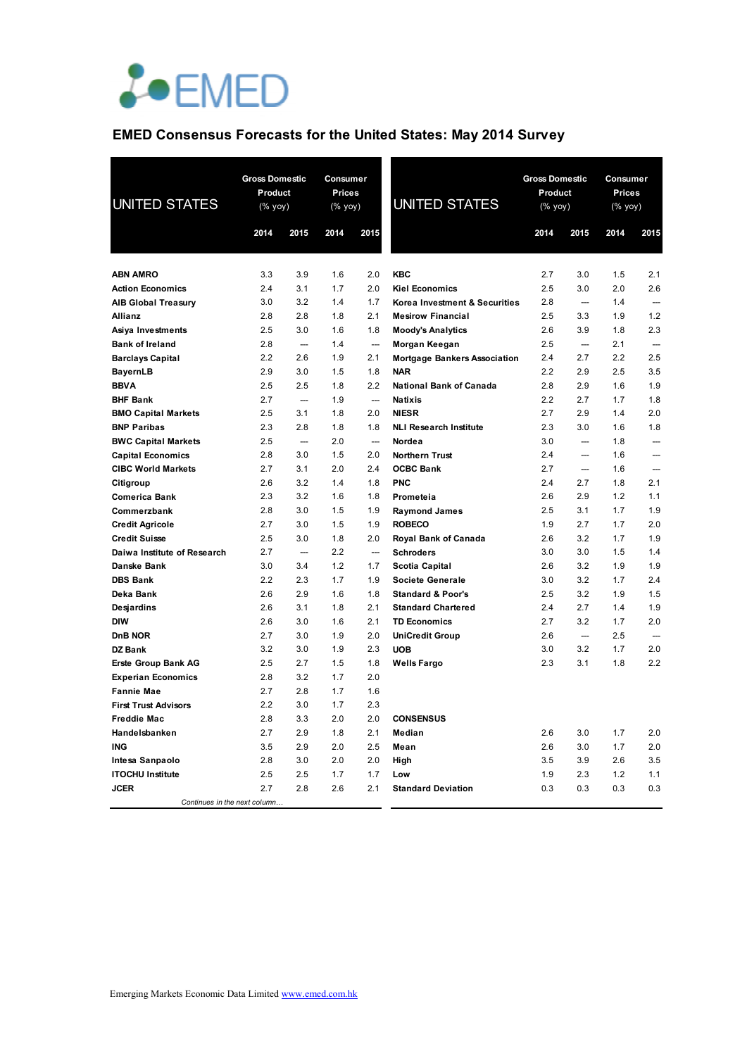# EMED Consensus Forecasts for the United States: May 2014 Survey

| UNITED STATES | Gross Domestic Product (% yoy) | | Consumer Prices (% yoy) | |
|---|---|---|---|---|
| | 2014 | 2015 | 2014 | 2015 |
| **ABN AMRO** | 3.3 | 3.9 | 1.6 | 2.0 |
| **Action Economics** | 2.4 | 3.1 | 1.7 | 2.0 |
| **AIB Global Treasury** | 3.0 | 3.2 | 1.4 | 1.7 |
| **Allianz** | 2.8 | 2.8 | 1.8 | 2.1 |
| **Asiya Investments** | 2.5 | 3.0 | 1.6 | 1.8 |
| **Bank of Ireland** | 2.8 | --- | 1.4 | --- |
| **Barclays Capital** | 2.2 | 2.6 | 1.9 | 2.1 |
| **BayernLB** | 2.9 | 3.0 | 1.5 | 1.8 |
| **BBVA** | 2.5 | 2.5 | 1.8 | 2.2 |
| **BHF Bank** | 2.7 | --- | 1.9 | --- |
| **BMO Capital Markets** | 2.5 | 3.1 | 1.8 | 2.0 |
| **BNP Paribas** | 2.3 | 2.8 | 1.8 | 1.8 |
| **BWC Capital Markets** | 2.5 | --- | 2.0 | --- |
| **Capital Economics** | 2.8 | 3.0 | 1.5 | 2.0 |
| **CIBC World Markets** | 2.7 | 3.1 | 2.0 | 2.4 |
| **Citigroup** | 2.6 | 3.2 | 1.4 | 1.8 |
| **Comerica Bank** | 2.3 | 3.2 | 1.6 | 1.8 |
| **Commerzbank** | 2.8 | 3.0 | 1.5 | 1.9 |
| **Credit Agricole** | 2.7 | 3.0 | 1.5 | 1.9 |
| **Credit Suisse** | 2.5 | 3.0 | 1.8 | 2.0 |
| **Daiwa Institute of Research** | 2.7 | --- | 2.2 | --- |
| **Danske Bank** | 3.0 | 3.4 | 1.2 | 1.7 |
| **DBS Bank** | 2.2 | 2.3 | 1.7 | 1.9 |
| **Deka Bank** | 2.6 | 2.9 | 1.6 | 1.8 |
| **Desjardins** | 2.6 | 3.1 | 1.8 | 2.1 |
| **DIW** | 2.6 | 3.0 | 1.6 | 2.1 |
| **DnB NOR** | 2.7 | 3.0 | 1.9 | 2.0 |
| **DZ Bank** | 3.2 | 3.0 | 1.9 | 2.3 |
| **Erste Group Bank AG** | 2.5 | 2.7 | 1.5 | 1.8 |
| **Experian Economics** | 2.8 | 3.2 | 1.7 | 2.0 |
| **Fannie Mae** | 2.7 | 2.8 | 1.7 | 1.6 |
| **First Trust Advisors** | 2.2 | 3.0 | 1.7 | 2.3 |
| **Freddie Mac** | 2.8 | 3.3 | 2.0 | 2.0 |
| **Handelsbanken** | 2.7 | 2.9 | 1.8 | 2.1 |
| **ING** | 3.5 | 2.9 | 2.0 | 2.5 |
| **Intesa Sanpaolo** | 2.8 | 3.0 | 2.0 | 2.0 |
| **ITOCHU Institute** | 2.5 | 2.5 | 1.7 | 1.7 |
| **JCER** | 2.7 | 2.8 | 2.6 | 2.1 |
| **KBC** | 2.7 | 3.0 | 1.5 | 2.1 |
| **Kiel Economics** | 2.5 | 3.0 | 2.0 | 2.6 |
| **Korea Investment & Securities** | 2.8 | --- | 1.4 | --- |
| **Mesirow Financial** | 2.5 | 3.3 | 1.9 | 1.2 |
| **Moody's Analytics** | 2.6 | 3.9 | 1.8 | 2.3 |
| **Morgan Keegan** | 2.5 | --- | 2.1 | --- |
| **Mortgage Bankers Association** | 2.4 | 2.7 | 2.2 | 2.5 |
| **NAR** | 2.2 | 2.9 | 2.5 | 3.5 |
| **National Bank of Canada** | 2.8 | 2.9 | 1.6 | 1.9 |
| **Natixis** | 2.2 | 2.7 | 1.7 | 1.8 |
| **NIESR** | 2.7 | 2.9 | 1.4 | 2.0 |
| **NLI Research Institute** | 2.3 | 3.0 | 1.6 | 1.8 |
| **Nordea** | 3.0 | --- | 1.8 | --- |
| **Northern Trust** | 2.4 | --- | 1.6 | --- |
| **OCBC Bank** | 2.7 | --- | 1.6 | --- |
| **PNC** | 2.4 | 2.7 | 1.8 | 2.1 |
| **Prometeia** | 2.6 | 2.9 | 1.2 | 1.1 |
| **Raymond James** | 2.5 | 3.1 | 1.7 | 1.9 |
| **ROBECO** | 1.9 | 2.7 | 1.7 | 2.0 |
| **Royal Bank of Canada** | 2.6 | 3.2 | 1.7 | 1.9 |
| **Schroders** | 3.0 | 3.0 | 1.5 | 1.4 |
| **Scotia Capital** | 2.6 | 3.2 | 1.9 | 1.9 |
| **Societe Generale** | 3.0 | 3.2 | 1.7 | 2.4 |
| **Standard & Poor's** | 2.5 | 3.2 | 1.9 | 1.5 |
| **Standard Chartered** | 2.4 | 2.7 | 1.4 | 1.9 |
| **TD Economics** | 2.7 | 3.2 | 1.7 | 2.0 |
| **UniCredit Group** | 2.6 | --- | 2.5 | --- |
| **UOB** | 3.0 | 3.2 | 1.7 | 2.0 |
| **Wells Fargo** | 2.3 | 3.1 | 1.8 | 2.2 |
| **CONSENSUS** | | | | |
| **Median** | 2.6 | 3.0 | 1.7 | 2.0 |
| **Mean** | 2.6 | 3.0 | 1.7 | 2.0 |
| **High** | 3.5 | 3.9 | 2.6 | 3.5 |
| **Low** | 1.9 | 2.3 | 1.2 | 1.1 |
| **Standard Deviation** | 0.3 | 0.3 | 0.3 | 0.3 |

Emerging Markets Economic Data Limited www.emed.com.hk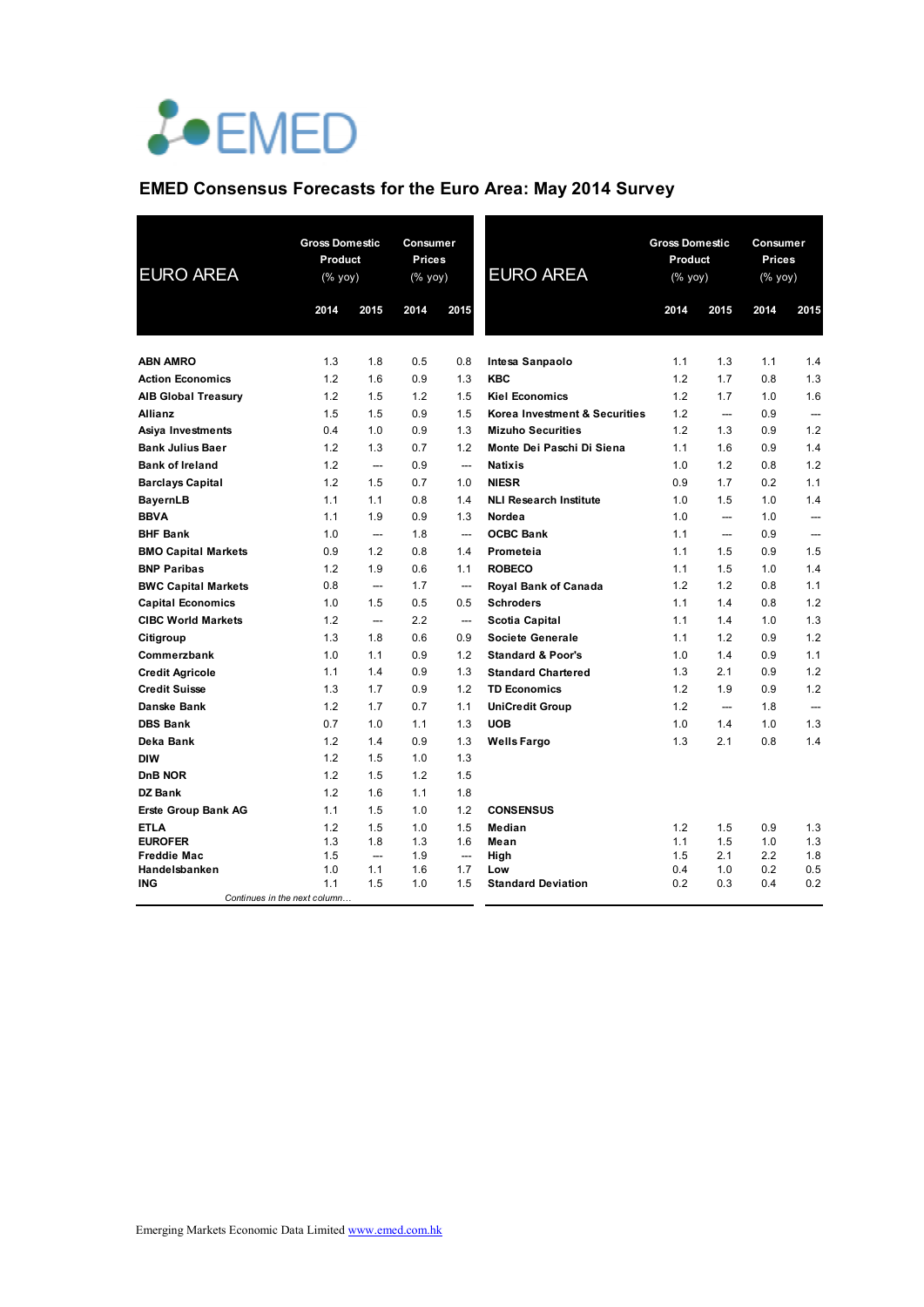# EMED

## EMED Consensus Forecasts for the Euro Area: May 2014 Survey

| EURO AREA | Gross Domestic Product (% yoy) | | Consumer Prices (% yoy) | |
|---|---|---|---|---|
| | 2014 | 2015 | 2014 | 2015 |
| **ABN AMRO** | 1.3 | 1.8 | 0.5 | 0.8 |
| **Action Economics** | 1.2 | 1.6 | 0.9 | 1.3 |
| **AIB Global Treasury** | 1.2 | 1.5 | 1.2 | 1.5 |
| **Allianz** | 1.5 | 1.5 | 0.9 | 1.5 |
| **Asiya Investments** | 0.4 | 1.0 | 0.9 | 1.3 |
| **Bank Julius Baer** | 1.2 | 1.3 | 0.7 | 1.2 |
| **Bank of Ireland** | 1.2 | --- | 0.9 | --- |
| **Barclays Capital** | 1.2 | 1.5 | 0.7 | 1.0 |
| **BayernLB** | 1.1 | 1.1 | 0.8 | 1.4 |
| **BBVA** | 1.1 | 1.9 | 0.9 | 1.3 |
| **BHF Bank** | 1.0 | --- | 1.8 | --- |
| **BMO Capital Markets** | 0.9 | 1.2 | 0.8 | 1.4 |
| **BNP Paribas** | 1.2 | 1.9 | 0.6 | 1.1 |
| **BWC Capital Markets** | 0.8 | --- | 1.7 | --- |
| **Capital Economics** | 1.0 | 1.5 | 0.5 | 0.5 |
| **CIBC World Markets** | 1.2 | --- | 2.2 | --- |
| **Citigroup** | 1.3 | 1.8 | 0.6 | 0.9 |
| **Commerzbank** | 1.0 | 1.1 | 0.9 | 1.2 |
| **Credit Agricole** | 1.1 | 1.4 | 0.9 | 1.3 |
| **Credit Suisse** | 1.3 | 1.7 | 0.9 | 1.2 |
| **Danske Bank** | 1.2 | 1.7 | 0.7 | 1.1 |
| **DBS Bank** | 0.7 | 1.0 | 1.1 | 1.3 |
| **Deka Bank** | 1.2 | 1.4 | 0.9 | 1.3 |
| **DIW** | 1.2 | 1.5 | 1.0 | 1.3 |
| **DnB NOR** | 1.2 | 1.5 | 1.2 | 1.5 |
| **DZ Bank** | 1.2 | 1.6 | 1.1 | 1.8 |
| **Erste Group Bank AG** | 1.1 | 1.5 | 1.0 | 1.2 |
| **ETLA** | 1.2 | 1.5 | 1.0 | 1.5 |
| **EUROFER** | 1.3 | 1.8 | 1.3 | 1.6 |
| **Freddie Mac** | 1.5 | --- | 1.9 | --- |
| **Handelsbanken** | 1.0 | 1.1 | 1.6 | 1.7 |
| **ING** | 1.1 | 1.5 | 1.0 | 1.5 |
| **Intesa Sanpaolo** | 1.1 | 1.3 | 1.1 | 1.4 |
| **KBC** | 1.2 | 1.7 | 0.8 | 1.3 |
| **Kiel Economics** | 1.2 | 1.7 | 1.0 | 1.6 |
| **Korea Investment & Securities** | 1.2 | --- | 0.9 | --- |
| **Mizuho Securities** | 1.2 | 1.3 | 0.9 | 1.2 |
| **Monte Dei Paschi Di Siena** | 1.1 | 1.6 | 0.9 | 1.4 |
| **Natixis** | 1.0 | 1.2 | 0.8 | 1.2 |
| **NIESR** | 0.9 | 1.7 | 0.2 | 1.1 |
| **NLI Research Institute** | 1.0 | 1.5 | 1.0 | 1.4 |
| **Nordea** | 1.0 | --- | 1.0 | --- |
| **OCBC Bank** | 1.1 | --- | 0.9 | --- |
| **Prometeia** | 1.1 | 1.5 | 0.9 | 1.5 |
| **ROBECO** | 1.1 | 1.5 | 1.0 | 1.4 |
| **Royal Bank of Canada** | 1.2 | 1.2 | 0.8 | 1.1 |
| **Schroders** | 1.1 | 1.4 | 0.8 | 1.2 |
| **Scotia Capital** | 1.1 | 1.4 | 1.0 | 1.3 |
| **Societe Generale** | 1.1 | 1.2 | 0.9 | 1.2 |
| **Standard & Poor's** | 1.0 | 1.4 | 0.9 | 1.1 |
| **Standard Chartered** | 1.3 | 2.1 | 0.9 | 1.2 |
| **TD Economics** | 1.2 | 1.9 | 0.9 | 1.2 |
| **UniCredit Group** | 1.2 | --- | 1.8 | --- |
| **UOB** | 1.0 | 1.4 | 1.0 | 1.3 |
| **Wells Fargo** | 1.3 | 2.1 | 0.8 | 1.4 |
| **CONSENSUS** | | | | |
| **Median** | 1.2 | 1.5 | 0.9 | 1.3 |
| **Mean** | 1.1 | 1.5 | 1.0 | 1.3 |
| **High** | 1.5 | 2.1 | 2.2 | 1.8 |
| **Low** | 0.4 | 1.0 | 0.2 | 0.5 |
| **Standard Deviation** | 0.2 | 0.3 | 0.4 | 0.2 |

Emerging Markets Economic Data Limited [www.emed.com.hk](http://www.emed.com.hk)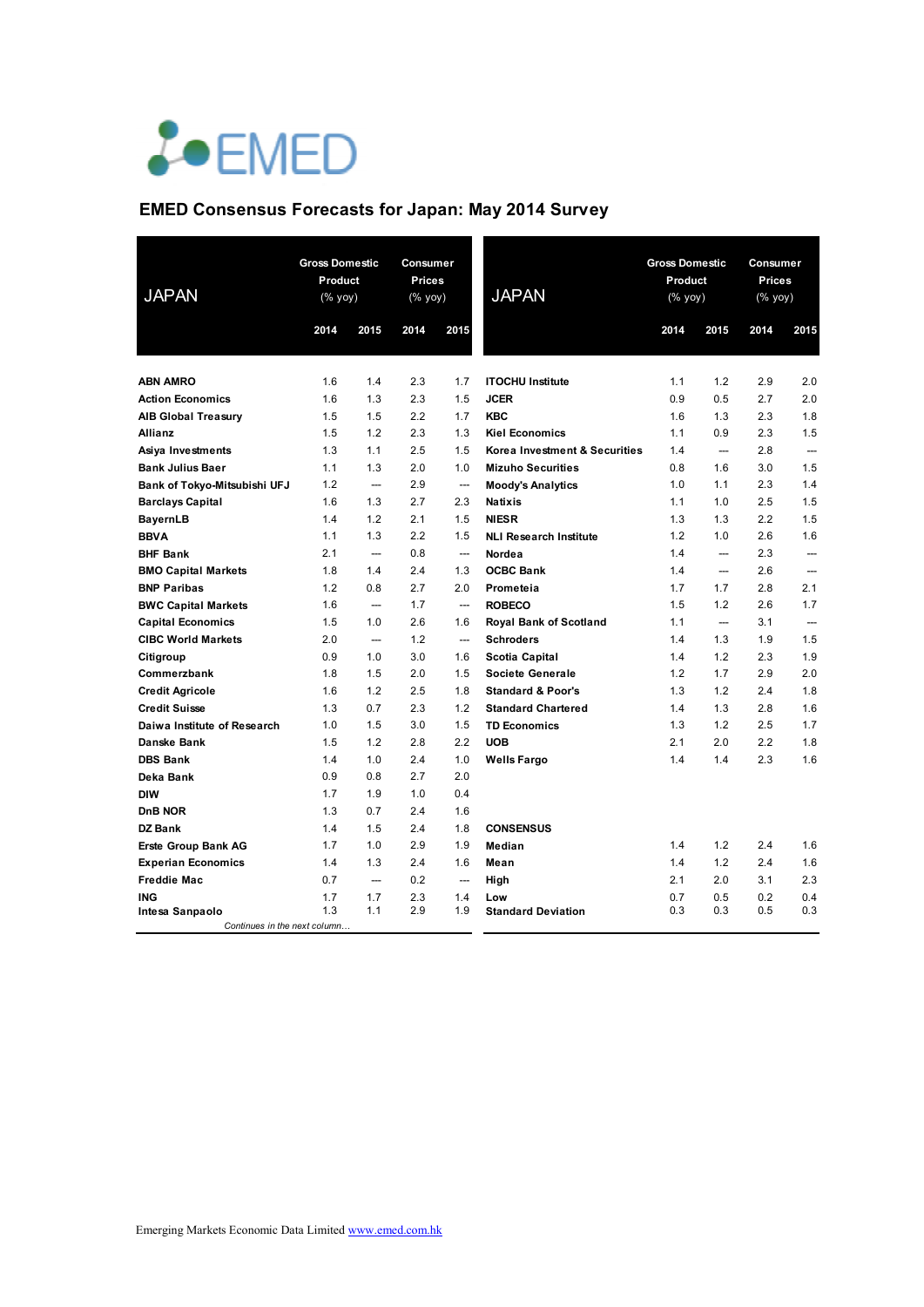# EMED Consensus Forecasts for Japan: May 2014 Survey

| JAPAN | Gross Domestic Product (% yoy) | | Consumer Prices (% yoy) | |
|---|---|---|---|---|
| | 2014 | 2015 | 2014 | 2015 |
| **ABN AMRO** | 1.6 | 1.4 | 2.3 | 1.7 |
| **Action Economics** | 1.6 | 1.3 | 2.3 | 1.5 |
| **AIB Global Treasury** | 1.5 | 1.5 | 2.2 | 1.7 |
| **Allianz** | 1.5 | 1.2 | 2.3 | 1.3 |
| **Asiya Investments** | 1.3 | 1.1 | 2.5 | 1.5 |
| **Bank Julius Baer** | 1.1 | 1.3 | 2.0 | 1.0 |
| **Bank of Tokyo-Mitsubishi UFJ** | 1.2 | --- | 2.9 | --- |
| **Barclays Capital** | 1.6 | 1.3 | 2.7 | 2.3 |
| **BayernLB** | 1.4 | 1.2 | 2.1 | 1.5 |
| **BBVA** | 1.1 | 1.3 | 2.2 | 1.5 |
| **BHF Bank** | 2.1 | --- | 0.8 | --- |
| **BMO Capital Markets** | 1.8 | 1.4 | 2.4 | 1.3 |
| **BNP Paribas** | 1.2 | 0.8 | 2.7 | 2.0 |
| **BWC Capital Markets** | 1.6 | --- | 1.7 | --- |
| **Capital Economics** | 1.5 | 1.0 | 2.6 | 1.6 |
| **CIBC World Markets** | 2.0 | --- | 1.2 | --- |
| **Citigroup** | 0.9 | 1.0 | 3.0 | 1.6 |
| **Commerzbank** | 1.8 | 1.5 | 2.0 | 1.5 |
| **Credit Agricole** | 1.6 | 1.2 | 2.5 | 1.8 |
| **Credit Suisse** | 1.3 | 0.7 | 2.3 | 1.2 |
| **Daiwa Institute of Research** | 1.0 | 1.5 | 3.0 | 1.5 |
| **Danske Bank** | 1.5 | 1.2 | 2.8 | 2.2 |
| **DBS Bank** | 1.4 | 1.0 | 2.4 | 1.0 |
| **Deka Bank** | 0.9 | 0.8 | 2.7 | 2.0 |
| **DIW** | 1.7 | 1.9 | 1.0 | 0.4 |
| **DnB NOR** | 1.3 | 0.7 | 2.4 | 1.6 |
| **DZ Bank** | 1.4 | 1.5 | 2.4 | 1.8 |
| **Erste Group Bank AG** | 1.7 | 1.0 | 2.9 | 1.9 |
| **Experian Economics** | 1.4 | 1.3 | 2.4 | 1.6 |
| **Freddie Mac** | 0.7 | --- | 0.2 | --- |
| **ING** | 1.7 | 1.7 | 2.3 | 1.4 |
| **Intesa Sanpaolo** | 1.3 | 1.1 | 2.9 | 1.9 |

*Continues in the next column…*

| JAPAN | Gross Domestic Product (% yoy) | | Consumer Prices (% yoy) | |
|---|---|---|---|---|
| | 2014 | 2015 | 2014 | 2015 |
| **ITOCHU Institute** | 1.1 | 1.2 | 2.9 | 2.0 |
| **JCER** | 0.9 | 0.5 | 2.7 | 2.0 |
| **KBC** | 1.6 | 1.3 | 2.3 | 1.8 |
| **Kiel Economics** | 1.1 | 0.9 | 2.3 | 1.5 |
| **Korea Investment & Securities** | 1.4 | --- | 2.8 | --- |
| **Mizuho Securities** | 0.8 | 1.6 | 3.0 | 1.5 |
| **Moody's Analytics** | 1.0 | 1.1 | 2.3 | 1.4 |
| **Natixis** | 1.1 | 1.0 | 2.5 | 1.5 |
| **NIESR** | 1.3 | 1.3 | 2.2 | 1.5 |
| **NLI Research Institute** | 1.2 | 1.0 | 2.6 | 1.6 |
| **Nordea** | 1.4 | --- | 2.3 | --- |
| **OCBC Bank** | 1.4 | --- | 2.6 | --- |
| **Prometeia** | 1.7 | 1.7 | 2.8 | 2.1 |
| **ROBECO** | 1.5 | 1.2 | 2.6 | 1.7 |
| **Royal Bank of Scotland** | 1.1 | --- | 3.1 | --- |
| **Schroders** | 1.4 | 1.3 | 1.9 | 1.5 |
| **Scotia Capital** | 1.4 | 1.2 | 2.3 | 1.9 |
| **Societe Generale** | 1.2 | 1.7 | 2.9 | 2.0 |
| **Standard & Poor's** | 1.3 | 1.2 | 2.4 | 1.8 |
| **Standard Chartered** | 1.4 | 1.3 | 2.8 | 1.6 |
| **TD Economics** | 1.3 | 1.2 | 2.5 | 1.7 |
| **UOB** | 2.1 | 2.0 | 2.2 | 1.8 |
| **Wells Fargo** | 1.4 | 1.4 | 2.3 | 1.6 |
| | | | | |
| **CONSENSUS** | | | | |
| **Median** | 1.4 | 1.2 | 2.4 | 1.6 |
| **Mean** | 1.4 | 1.2 | 2.4 | 1.6 |
| **High** | 2.1 | 2.0 | 3.1 | 2.3 |
| **Low** | 0.7 | 0.5 | 0.2 | 0.4 |
| **Standard Deviation** | 0.3 | 0.3 | 0.5 | 0.3 |

Emerging Markets Economic Data Limited www.emed.com.hk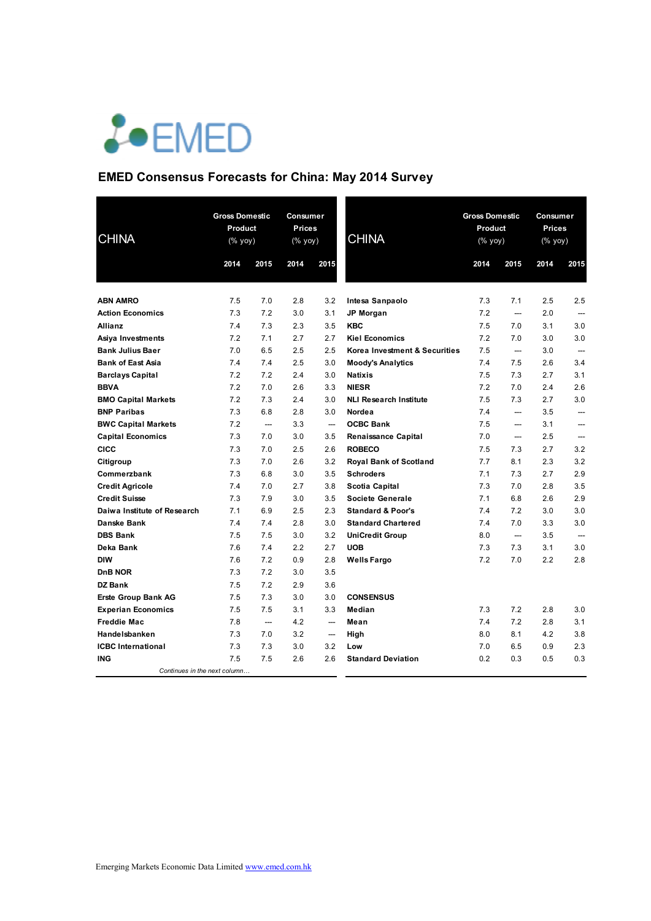# EMED Consensus Forecasts for China: May 2014 Survey

| CHINA | Gross Domestic Product (% yoy) | | Consumer Prices (% yoy) | |
|---|---|---|---|---|
| | 2014 | 2015 | 2014 | 2015 |
| **ABN AMRO** | 7.5 | 7.0 | 2.8 | 3.2 |
| **Action Economics** | 7.3 | 7.2 | 3.0 | 3.1 |
| **Allianz** | 7.4 | 7.3 | 2.3 | 3.5 |
| **Asiya Investments** | 7.2 | 7.1 | 2.7 | 2.7 |
| **Bank Julius Baer** | 7.0 | 6.5 | 2.5 | 2.5 |
| **Bank of East Asia** | 7.4 | 7.4 | 2.5 | 3.0 |
| **Barclays Capital** | 7.2 | 7.2 | 2.4 | 3.0 |
| **BBVA** | 7.2 | 7.0 | 2.6 | 3.3 |
| **BMO Capital Markets** | 7.2 | 7.3 | 2.4 | 3.0 |
| **BNP Paribas** | 7.3 | 6.8 | 2.8 | 3.0 |
| **BWC Capital Markets** | 7.2 | --- | 3.3 | --- |
| **Capital Economics** | 7.3 | 7.0 | 3.0 | 3.5 |
| **CICC** | 7.3 | 7.0 | 2.5 | 2.6 |
| **Citigroup** | 7.3 | 7.0 | 2.6 | 3.2 |
| **Commerzbank** | 7.3 | 6.8 | 3.0 | 3.5 |
| **Credit Agricole** | 7.4 | 7.0 | 2.7 | 3.8 |
| **Credit Suisse** | 7.3 | 7.9 | 3.0 | 3.5 |
| **Daiwa Institute of Research** | 7.1 | 6.9 | 2.5 | 2.3 |
| **Danske Bank** | 7.4 | 7.4 | 2.8 | 3.0 |
| **DBS Bank** | 7.5 | 7.5 | 3.0 | 3.2 |
| **Deka Bank** | 7.6 | 7.4 | 2.2 | 2.7 |
| **DIW** | 7.6 | 7.2 | 0.9 | 2.8 |
| **DnB NOR** | 7.3 | 7.2 | 3.0 | 3.5 |
| **DZ Bank** | 7.5 | 7.2 | 2.9 | 3.6 |
| **Erste Group Bank AG** | 7.5 | 7.3 | 3.0 | 3.0 |
| **Experian Economics** | 7.5 | 7.5 | 3.1 | 3.3 |
| **Freddie Mac** | 7.8 | --- | 4.2 | --- |
| **Handelsbanken** | 7.3 | 7.0 | 3.2 | --- |
| **ICBC International** | 7.3 | 7.3 | 3.0 | 3.2 |
| **ING** | 7.5 | 7.5 | 2.6 | 2.6 |
| **Intesa Sanpaolo** | 7.3 | 7.1 | 2.5 | 2.5 |
| **JP Morgan** | 7.2 | --- | 2.0 | --- |
| **KBC** | 7.5 | 7.0 | 3.1 | 3.0 |
| **Kiel Economics** | 7.2 | 7.0 | 3.0 | 3.0 |
| **Korea Investment & Securities** | 7.5 | --- | 3.0 | --- |
| **Moody's Analytics** | 7.4 | 7.5 | 2.6 | 3.4 |
| **Natixis** | 7.5 | 7.3 | 2.7 | 3.1 |
| **NIESR** | 7.2 | 7.0 | 2.4 | 2.6 |
| **NLI Research Institute** | 7.5 | 7.3 | 2.7 | 3.0 |
| **Nordea** | 7.4 | --- | 3.5 | --- |
| **OCBC Bank** | 7.5 | --- | 3.1 | --- |
| **Renaissance Capital** | 7.0 | --- | 2.5 | --- |
| **ROBECO** | 7.5 | 7.3 | 2.7 | 3.2 |
| **Royal Bank of Scotland** | 7.7 | 8.1 | 2.3 | 3.2 |
| **Schroders** | 7.1 | 7.3 | 2.7 | 2.9 |
| **Scotia Capital** | 7.3 | 7.0 | 2.8 | 3.5 |
| **Societe Generale** | 7.1 | 6.8 | 2.6 | 2.9 |
| **Standard & Poor's** | 7.4 | 7.2 | 3.0 | 3.0 |
| **Standard Chartered** | 7.4 | 7.0 | 3.3 | 3.0 |
| **UniCredit Group** | 8.0 | --- | 3.5 | --- |
| **UOB** | 7.3 | 7.3 | 3.1 | 3.0 |
| **Wells Fargo** | 7.2 | 7.0 | 2.2 | 2.8 |
| **CONSENSUS** | | | | |
| **Median** | 7.3 | 7.2 | 2.8 | 3.0 |
| **Mean** | 7.4 | 7.2 | 2.8 | 3.1 |
| **High** | 8.0 | 8.1 | 4.2 | 3.8 |
| **Low** | 7.0 | 6.5 | 0.9 | 2.3 |
| **Standard Deviation** | 0.2 | 0.3 | 0.5 | 0.3 |

Emerging Markets Economic Data Limited www.emed.com.hk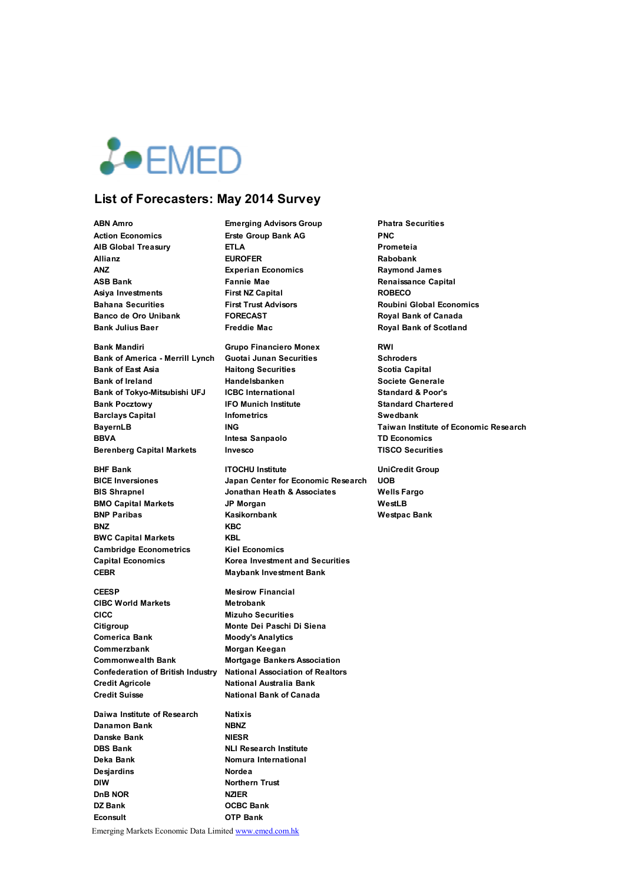# List of Forecasters: May 2014 Survey

ABN Amro
Action Economics
AIB Global Treasury
Allianz
ANZ
ASB Bank
Asiya Investments
Bahana Securities
Banco de Oro Unibank
Bank Julius Baer

Bank Mandiri
Bank of America - Merrill Lynch
Bank of East Asia
Bank of Ireland
Bank of Tokyo-Mitsubishi UFJ
Bank Pocztowy
Barclays Capital
BayernLB
BBVA
Berenberg Capital Markets

BHF Bank
BICE Inversiones
BIS Shrapnel
BMO Capital Markets
BNP Paribas
BNZ
BWC Capital Markets
Cambridge Econometrics
Capital Economics
CEBR

CEESP
CIBC World Markets
CICC
Citigroup
Comerica Bank
Commerzbank
Commonwealth Bank
Confederation of British Industry
Credit Agricole
Credit Suisse

Daiwa Institute of Research
Danamon Bank
Danske Bank
DBS Bank
Deka Bank
Desjardins
DIW
DnB NOR
DZ Bank
Econsult

Emerging Advisors Group
Erste Group Bank AG
ETLA
EUROFER
Experian Economics
Fannie Mae
First NZ Capital
First Trust Advisors
FORECAST
Freddie Mac

Grupo Financiero Monex
Guotai Junan Securities
Haitong Securities
Handelsbanken
ICBC International
IFO Munich Institute
Infometrics
ING
Intesa Sanpaolo
Invesco

ITOCHU Institute
Japan Center for Economic Research
Jonathan Heath & Associates
JP Morgan
Kasikornbank
KBC
KBL
Kiel Economics
Korea Investment and Securities
Maybank Investment Bank

Mesirow Financial
Metrobank
Mizuho Securities
Monte Dei Paschi Di Siena
Moody's Analytics
Morgan Keegan
Mortgage Bankers Association
National Association of Realtors
National Australia Bank
National Bank of Canada

Natixis
NBNZ
NIESR
NLI Research Institute
Nomura International
Nordea
Northern Trust
NZIER
OCBC Bank
OTP Bank

Phatra Securities
PNC
Prometeia
Rabobank
Raymond James
Renaissance Capital
ROBECO
Roubini Global Economics
Royal Bank of Canada
Royal Bank of Scotland

RWI
Schroders
Scotia Capital
Societe Generale
Standard & Poor's
Standard Chartered
Swedbank
Taiwan Institute of Economic Research
TD Economics
TISCO Securities

UniCredit Group
UOB
Wells Fargo
WestLB
Westpac Bank

Emerging Markets Economic Data Limited www.emed.com.hk